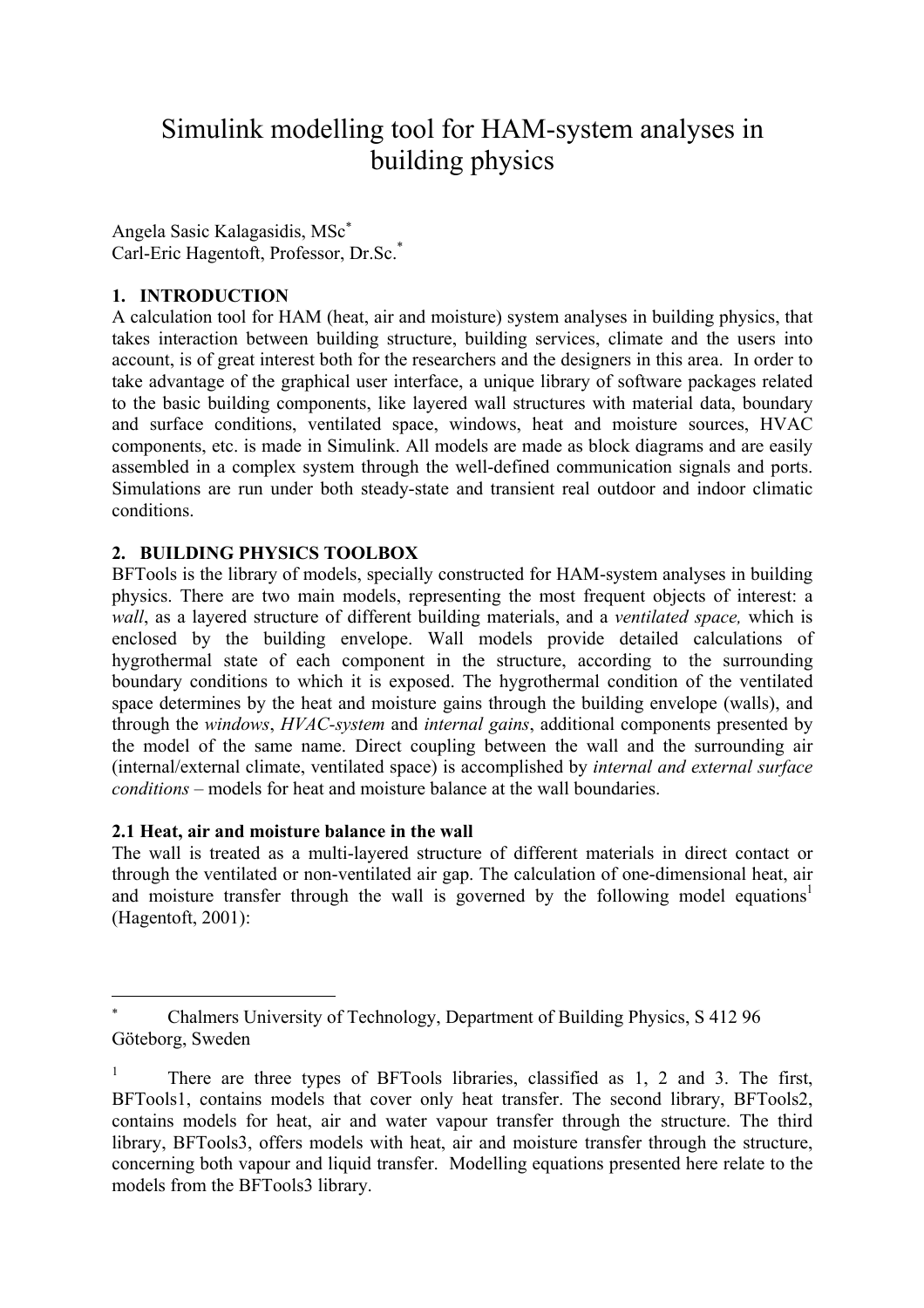# Simulink modelling tool for HAM-system analyses in building physics

Angela Sasic Kalagasidis, MSc[*]
Carl-Eric Hagentoft, Professor, Dr.Sc.[*]

## 1. INTRODUCTION

A calculation tool for HAM (heat, air and moisture) system analyses in building physics, that takes interaction between building structure, building services, climate and the users into account, is of great interest both for the researchers and the designers in this area. In order to take advantage of the graphical user interface, a unique library of software packages related to the basic building components, like layered wall structures with material data, boundary and surface conditions, ventilated space, windows, heat and moisture sources, HVAC components, etc. is made in Simulink. All models are made as block diagrams and are easily assembled in a complex system through the well-defined communication signals and ports. Simulations are run under both steady-state and transient real outdoor and indoor climatic conditions.

## 2. BUILDING PHYSICS TOOLBOX

BFTools is the library of models, specially constructed for HAM-system analyses in building physics. There are two main models, representing the most frequent objects of interest: a *wall*, as a layered structure of different building materials, and a *ventilated space,* which is enclosed by the building envelope. Wall models provide detailed calculations of hygrothermal state of each component in the structure, according to the surrounding boundary conditions to which it is exposed. The hygrothermal condition of the ventilated space determines by the heat and moisture gains through the building envelope (walls), and through the *windows*, *HVAC-system* and *internal gains*, additional components presented by the model of the same name. Direct coupling between the wall and the surrounding air (internal/external climate, ventilated space) is accomplished by *internal and external surface conditions* – models for heat and moisture balance at the wall boundaries.

### 2.1 Heat, air and moisture balance in the wall

The wall is treated as a multi-layered structure of different materials in direct contact or through the ventilated or non-ventilated air gap. The calculation of one-dimensional heat, air and moisture transfer through the wall is governed by the following model equations[1] (Hagentoft, 2001):

---

[*] Chalmers University of Technology, Department of Building Physics, S 412 96 Göteborg, Sweden

[1] There are three types of BFTools libraries, classified as 1, 2 and 3. The first, BFTools1, contains models that cover only heat transfer. The second library, BFTools2, contains models for heat, air and water vapour transfer through the structure. The third library, BFTools3, offers models with heat, air and moisture transfer through the structure, concerning both vapour and liquid transfer. Modelling equations presented here relate to the models from the BFTools3 library.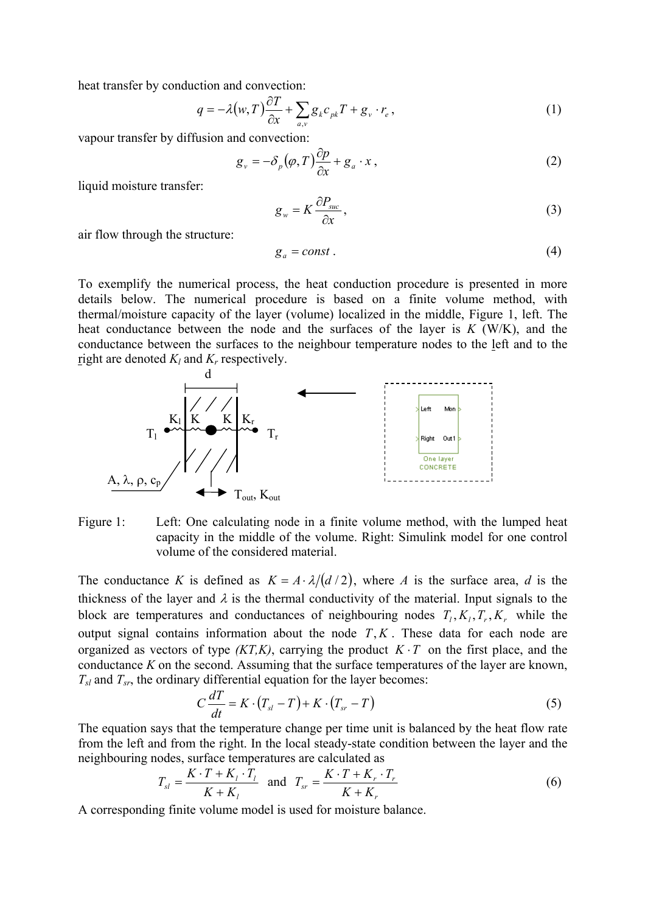heat transfer by conduction and convection:

$$q = -\lambda(w,T)\frac{\partial T}{\partial x} + \sum_{a,v} g_k c_{pk} T + g_v \cdot r_e \,, \tag{1}$$

vapour transfer by diffusion and convection:

$$g_v = -\delta_p(\varphi,T)\frac{\partial p}{\partial x} + g_a \cdot x \,, \tag{2}$$

liquid moisture transfer:

$$g_w = K\frac{\partial P_{suc}}{\partial x} \,, \tag{3}$$

air flow through the structure:

$$g_a = const \,. \tag{4}$$

To exemplify the numerical process, the heat conduction procedure is presented in more details below. The numerical procedure is based on a finite volume method, with thermal/moisture capacity of the layer (volume) localized in the middle, Figure 1, left. The heat conductance between the node and the surfaces of the layer is $K$ (W/K), and the conductance between the surfaces to the neighbour temperature nodes to the left and to the right are denoted $K_l$ and $K_r$ respectively.

Figure 1: Left: One calculating node in a finite volume method, with the lumped heat capacity in the middle of the volume. Right: Simulink model for one control volume of the considered material.

The conductance $K$ is defined as $K = A \cdot \lambda/(d/2)$, where $A$ is the surface area, $d$ is the thickness of the layer and $\lambda$ is the thermal conductivity of the material. Input signals to the block are temperatures and conductances of neighbouring nodes $T_l, K_l, T_r, K_r$ while the output signal contains information about the node $T, K$. These data for each node are organized as vectors of type *(KT,K)*, carrying the product $K \cdot T$ on the first place, and the conductance $K$ on the second. Assuming that the surface temperatures of the layer are known, $T_{sl}$ and $T_{sr}$, the ordinary differential equation for the layer becomes:

$$C\frac{dT}{dt} = K \cdot (T_{sl} - T) + K \cdot (T_{sr} - T) \tag{5}$$

The equation says that the temperature change per time unit is balanced by the heat flow rate from the left and from the right. In the local steady-state condition between the layer and the neighbouring nodes, surface temperatures are calculated as

$$T_{sl} = \frac{K \cdot T + K_l \cdot T_l}{K + K_l} \quad \text{and} \quad T_{sr} = \frac{K \cdot T + K_r \cdot T_r}{K + K_r} \tag{6}$$

A corresponding finite volume model is used for moisture balance.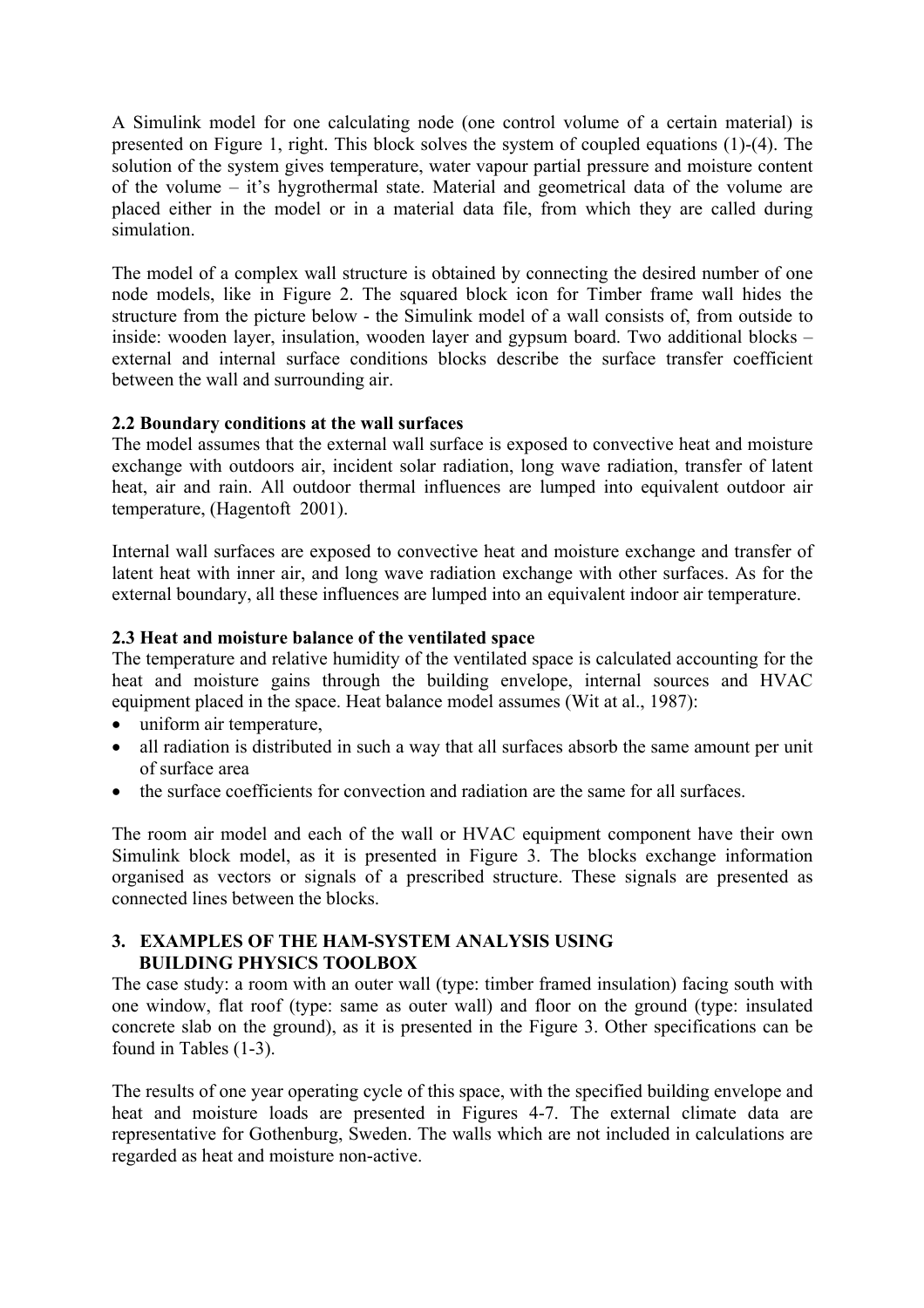A Simulink model for one calculating node (one control volume of a certain material) is presented on Figure 1, right. This block solves the system of coupled equations (1)-(4). The solution of the system gives temperature, water vapour partial pressure and moisture content of the volume – it's hygrothermal state. Material and geometrical data of the volume are placed either in the model or in a material data file, from which they are called during simulation.

The model of a complex wall structure is obtained by connecting the desired number of one node models, like in Figure 2. The squared block icon for Timber frame wall hides the structure from the picture below - the Simulink model of a wall consists of, from outside to inside: wooden layer, insulation, wooden layer and gypsum board. Two additional blocks – external and internal surface conditions blocks describe the surface transfer coefficient between the wall and surrounding air.

### 2.2 Boundary conditions at the wall surfaces

The model assumes that the external wall surface is exposed to convective heat and moisture exchange with outdoors air, incident solar radiation, long wave radiation, transfer of latent heat, air and rain. All outdoor thermal influences are lumped into equivalent outdoor air temperature, (Hagentoft 2001).

Internal wall surfaces are exposed to convective heat and moisture exchange and transfer of latent heat with inner air, and long wave radiation exchange with other surfaces. As for the external boundary, all these influences are lumped into an equivalent indoor air temperature.

### 2.3 Heat and moisture balance of the ventilated space

The temperature and relative humidity of the ventilated space is calculated accounting for the heat and moisture gains through the building envelope, internal sources and HVAC equipment placed in the space. Heat balance model assumes (Wit at al., 1987):

- uniform air temperature,
- all radiation is distributed in such a way that all surfaces absorb the same amount per unit of surface area
- the surface coefficients for convection and radiation are the same for all surfaces.

The room air model and each of the wall or HVAC equipment component have their own Simulink block model, as it is presented in Figure 3. The blocks exchange information organised as vectors or signals of a prescribed structure. These signals are presented as connected lines between the blocks.

## 3. EXAMPLES OF THE HAM-SYSTEM ANALYSIS USING BUILDING PHYSICS TOOLBOX

The case study: a room with an outer wall (type: timber framed insulation) facing south with one window, flat roof (type: same as outer wall) and floor on the ground (type: insulated concrete slab on the ground), as it is presented in the Figure 3. Other specifications can be found in Tables (1-3).

The results of one year operating cycle of this space, with the specified building envelope and heat and moisture loads are presented in Figures 4-7. The external climate data are representative for Gothenburg, Sweden. The walls which are not included in calculations are regarded as heat and moisture non-active.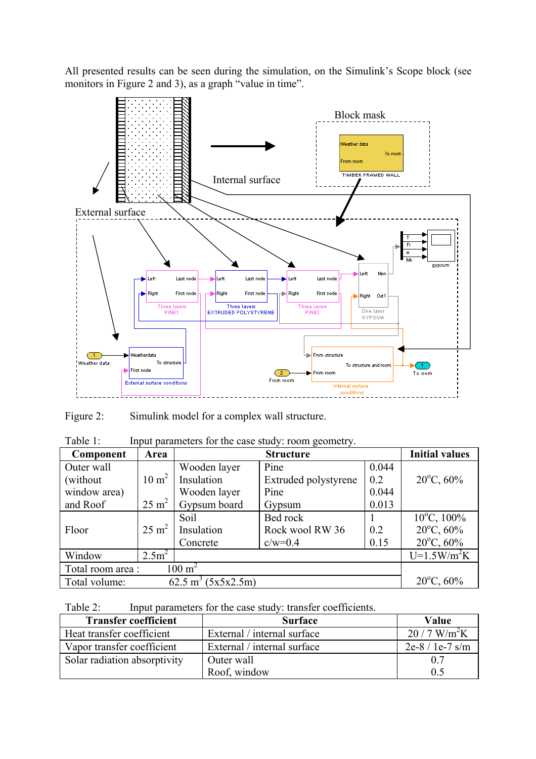All presented results can be seen during the simulation, on the Simulink's Scope block (see monitors in Figure 2 and 3), as a graph "value in time".

Figure 2: Simulink model for a complex wall structure.

Table 1: Input parameters for the case study: room geometry.

| Component | Area | Structure | | | Initial values |
|---|---|---|---|---|---|
| Outer wall (without window area) and Roof | 10 m$^2$<br>25 m$^2$ | Wooden layer<br>Insulation<br>Wooden layer<br>Gypsum board | Pine<br>Extruded polystyrene<br>Pine<br>Gypsum | 0.044<br>0.2<br>0.044<br>0.013 | 20°C, 60% |
| Floor | 25 m$^2$ | Soil<br>Insulation<br>Concrete | Bed rock<br>Rock wool RW 36<br>c/w=0.4 | 1<br>0.2<br>0.15 | 10°C, 100%<br>20°C, 60%<br>20°C, 60% |
| Window | 2.5m$^2$ | | | | U=1.5W/m$^2$K |
| Total room area : | 100 m$^2$ | | | | |
| Total volume: | 62.5 m$^3$ (5x5x2.5m) | | | | 20°C, 60% |

Table 2: Input parameters for the case study: transfer coefficients.

| Transfer coefficient | Surface | Value |
|---|---|---|
| Heat transfer coefficient | External / internal surface | 20 / 7 W/m$^2$K |
| Vapor transfer coefficient | External / internal surface | 2e-8 / 1e-7 s/m |
| Solar radiation absorptivity | Outer wall<br>Roof, window | 0.7<br>0.5 |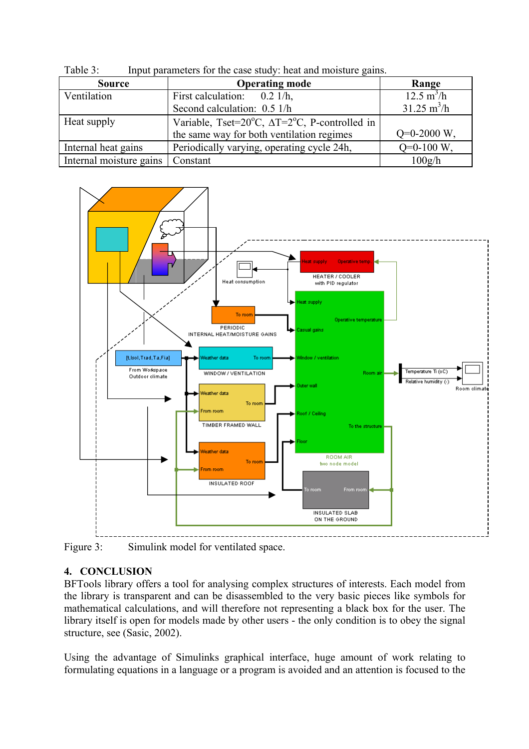Table 3: Input parameters for the case study: heat and moisture gains.

| Source | Operating mode | Range |
| --- | --- | --- |
| Ventilation | First calculation: 0.2 1/h,<br>Second calculation: 0.5 1/h | 12.5 $m^3/h$<br>31.25 $m^3/h$ |
| Heat supply | Variable, Tset=20°C, ΔT=2°C, P-controlled in the same way for both ventilation regimes | Q=0-2000 W, |
| Internal heat gains | Periodically varying, operating cycle 24h, | Q=0-100 W, |
| Internal moisture gains | Constant | 100g/h |

Figure 3: Simulink model for ventilated space.

## 4. CONCLUSION

BFTools library offers a tool for analysing complex structures of interests. Each model from the library is transparent and can be disassembled to the very basic pieces like symbols for mathematical calculations, and will therefore not representing a black box for the user. The library itself is open for models made by other users - the only condition is to obey the signal structure, see (Sasic, 2002).

Using the advantage of Simulinks graphical interface, huge amount of work relating to formulating equations in a language or a program is avoided and an attention is focused to the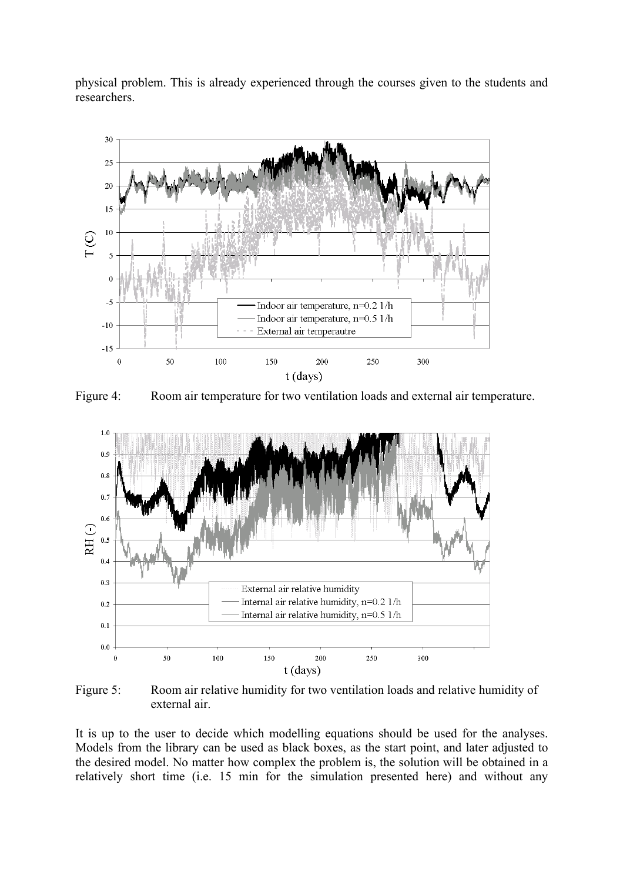physical problem. This is already experienced through the courses given to the students and researchers.

Figure 4: Room air temperature for two ventilation loads and external air temperature.

Figure 5: Room air relative humidity for two ventilation loads and relative humidity of external air.

It is up to the user to decide which modelling equations should be used for the analyses. Models from the library can be used as black boxes, as the start point, and later adjusted to the desired model. No matter how complex the problem is, the solution will be obtained in a relatively short time (i.e. 15 min for the simulation presented here) and without any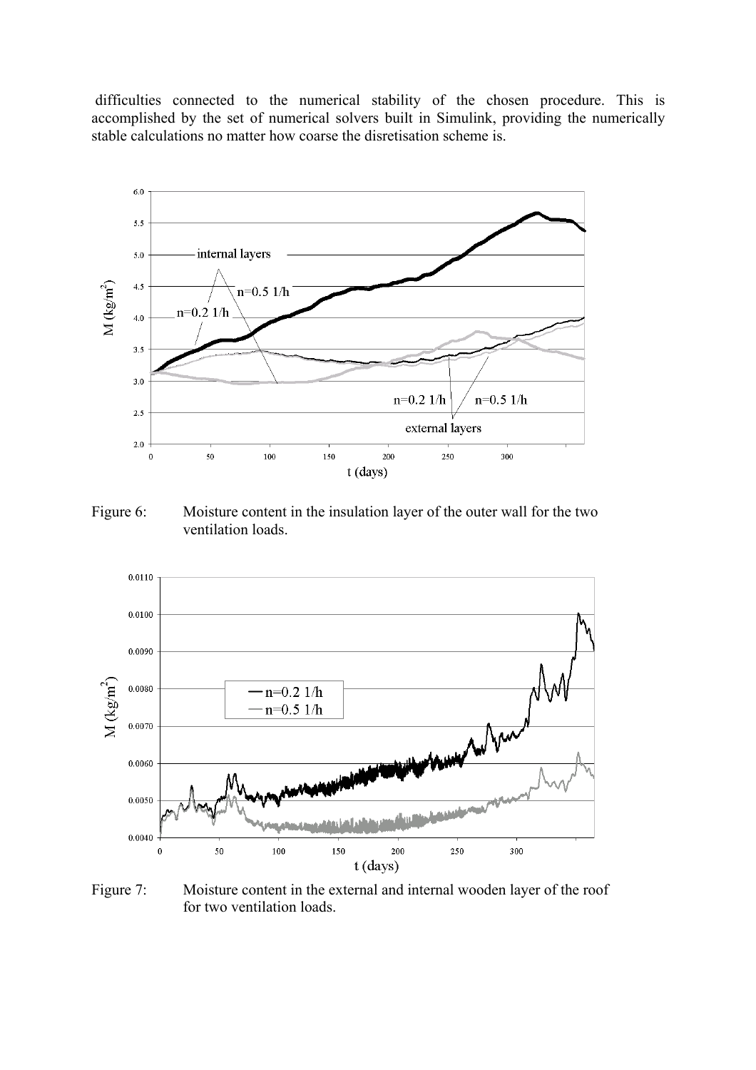difficulties connected to the numerical stability of the chosen procedure. This is accomplished by the set of numerical solvers built in Simulink, providing the numerically stable calculations no matter how coarse the disretisation scheme is.

Figure 6: Moisture content in the insulation layer of the outer wall for the two ventilation loads.

Figure 7: Moisture content in the external and internal wooden layer of the roof for two ventilation loads.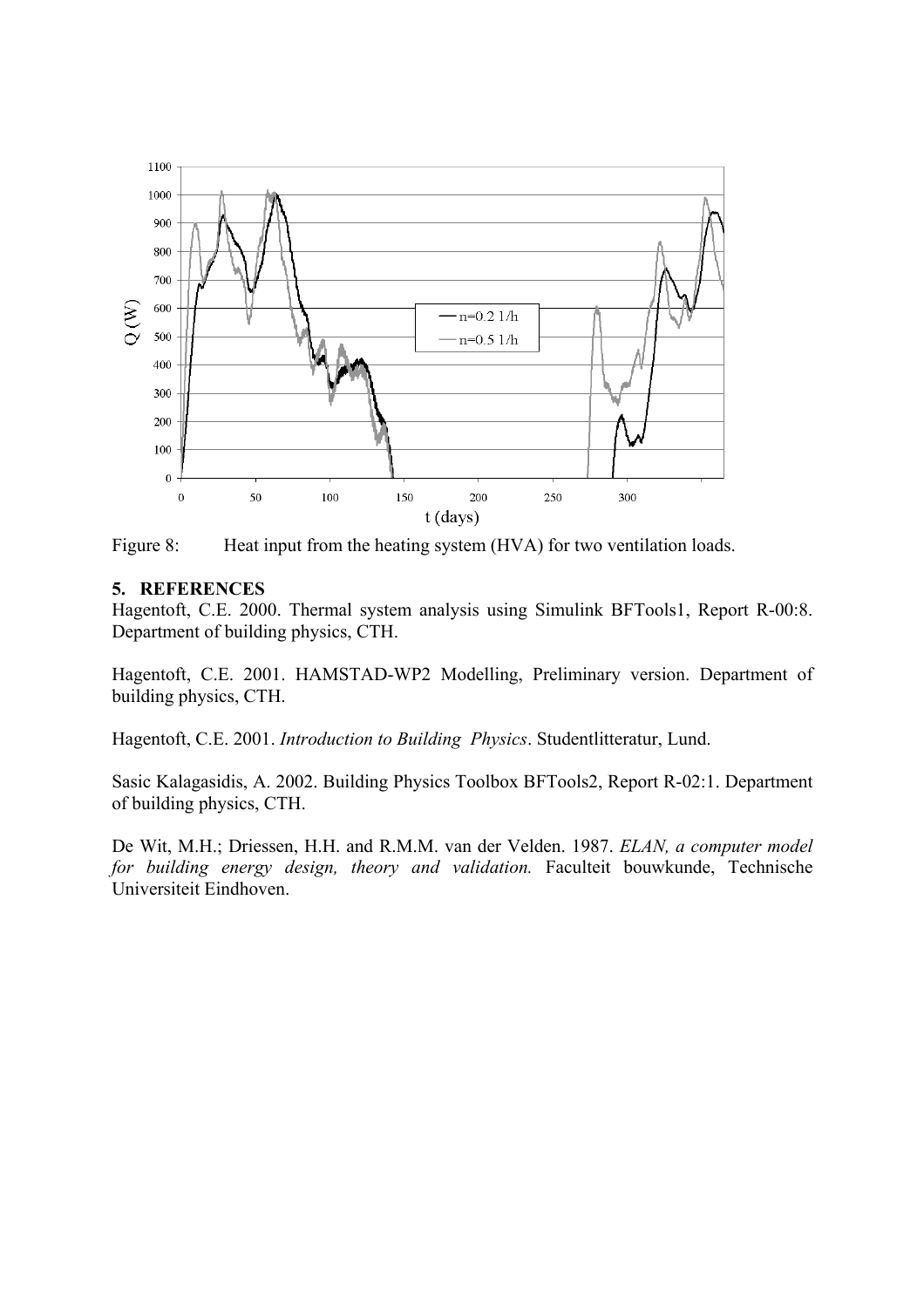Q (W)

1100
1000
900
800
700
600
500
400
300
200
100
0

0 50 100 150 200 250 300

t (days)

n=0.2 1/h
n=0.5 1/h

Figure 8: Heat input from the heating system (HVA) for two ventilation loads.

## 5. REFERENCES

Hagentoft, C.E. 2000. Thermal system analysis using Simulink BFTools1, Report R-00:8. Department of building physics, CTH.

Hagentoft, C.E. 2001. HAMSTAD-WP2 Modelling, Preliminary version. Department of building physics, CTH.

Hagentoft, C.E. 2001. *Introduction to Building Physics*. Studentlitteratur, Lund.

Sasic Kalagasidis, A. 2002. Building Physics Toolbox BFTools2, Report R-02:1. Department of building physics, CTH.

De Wit, M.H.; Driessen, H.H. and R.M.M. van der Velden. 1987. *ELAN, a computer model for building energy design, theory and validation.* Faculteit bouwkunde, Technische Universiteit Eindhoven.